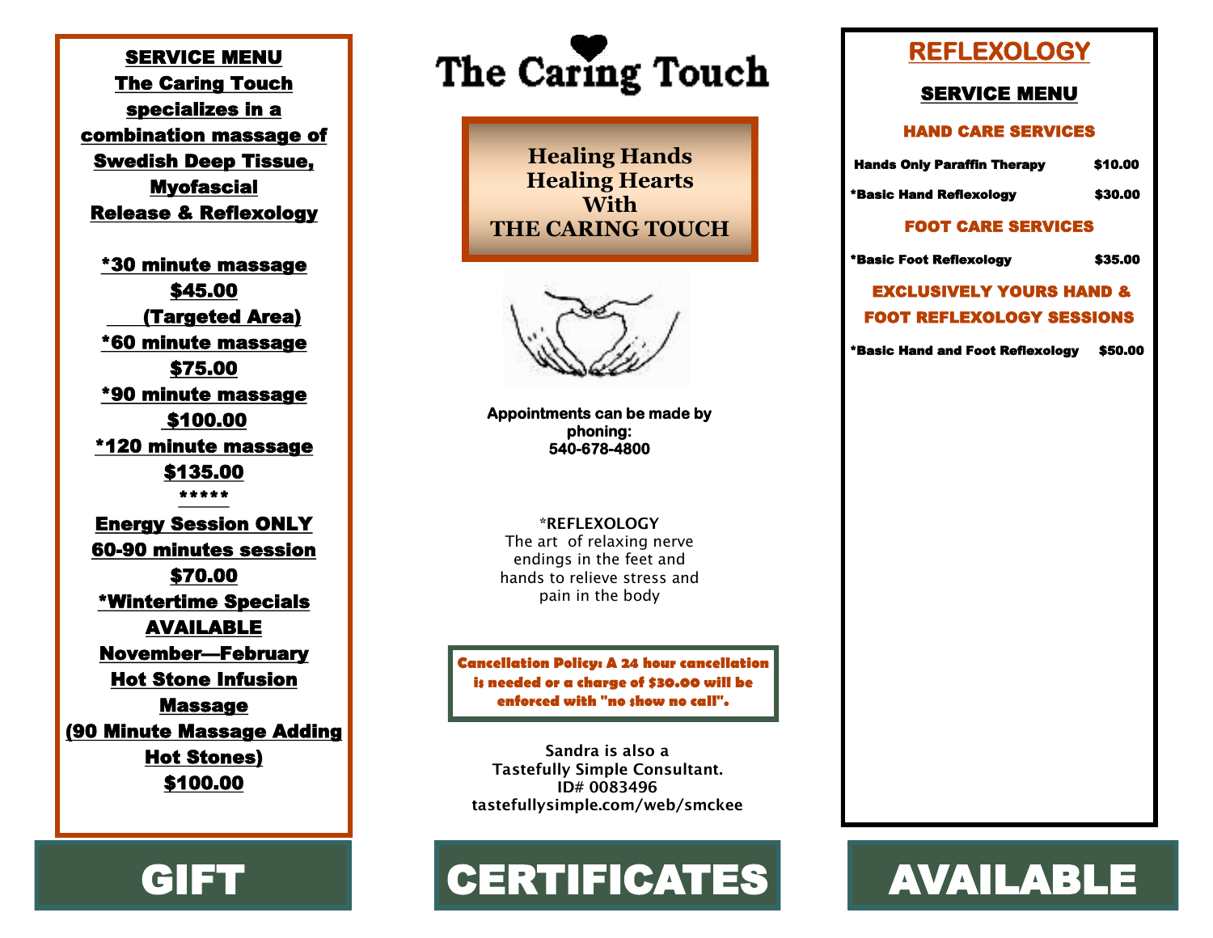## SERVICE MENU

**The Caring Touch specializes in a combination massage of Swedish Deep Tissue, Myofascial Release & Reflexology**

**\*30 minute massage**
**$45.00**
**(Targeted Area)**

**\*60 minute massage**
**$75.00**

**\*90 minute massage**
**$100.00**

**\*120 minute massage**
**$135.00**

\*\*\*\*\*

**Energy Session ONLY**
**60-90 minutes session**
**$70.00**

**\*Wintertime Specials AVAILABLE**
**November—February**
**Hot Stone Infusion Massage**
**(90 Minute Massage Adding Hot Stones)**
**$100.00**

# The Caring Touch

**Healing Hands**
**Healing Hearts**
**With**
**THE CARING TOUCH**

**Appointments can be made by phoning:**
**540-678-4800**

\*REFLEXOLOGY
The art of relaxing nerve endings in the feet and hands to relieve stress and pain in the body

**Cancellation Policy: A 24 hour cancellation is needed or a charge of $30.00 will be enforced with "no show no call".**

Sandra is also a
Tastefully Simple Consultant.
ID# 0083496
tastefullysimple.com/web/smckee

## REFLEXOLOGY

### SERVICE MENU

#### HAND CARE SERVICES

| Service | Price |
|---|---|
| Hands Only Paraffin Therapy | $10.00 |
| \*Basic Hand Reflexology | $30.00 |

#### FOOT CARE SERVICES

| Service | Price |
|---|---|
| \*Basic Foot Reflexology | $35.00 |

#### EXCLUSIVELY YOURS HAND & FOOT REFLEXOLOGY SESSIONS

| Service | Price |
|---|---|
| \*Basic Hand and Foot Reflexology | $50.00 |

# GIFT CERTIFICATES AVAILABLE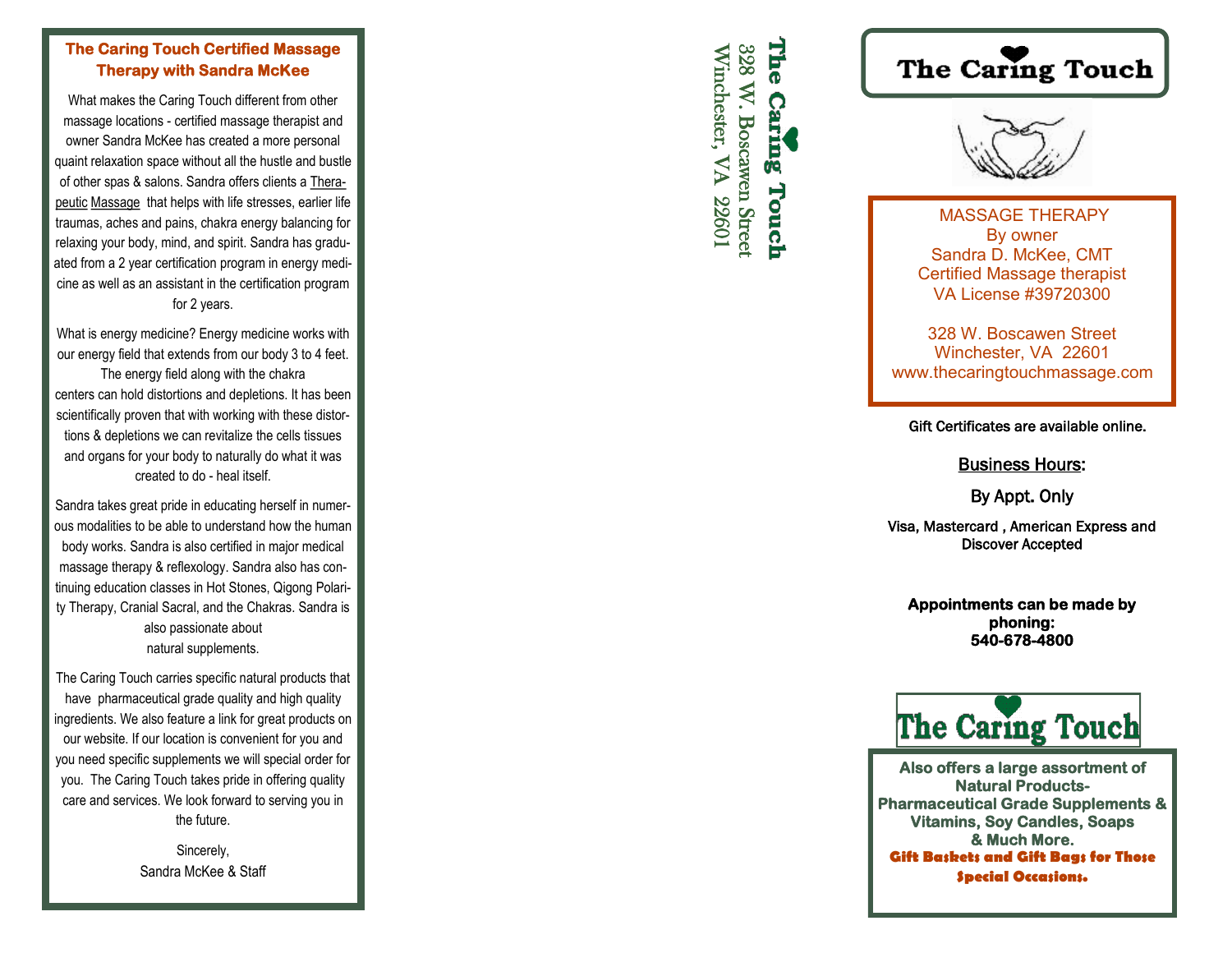## The Caring Touch Certified Massage Therapy with Sandra McKee

What makes the Caring Touch different from other massage locations - certified massage therapist and owner Sandra McKee has created a more personal quaint relaxation space without all the hustle and bustle of other spas & salons. Sandra offers clients a Therapeutic Massage that helps with life stresses, earlier life traumas, aches and pains, chakra energy balancing for relaxing your body, mind, and spirit. Sandra has graduated from a 2 year certification program in energy medicine as well as an assistant in the certification program for 2 years.

What is energy medicine? Energy medicine works with our energy field that extends from our body 3 to 4 feet. The energy field along with the chakra centers can hold distortions and depletions. It has been scientifically proven that with working with these distortions & depletions we can revitalize the cells tissues and organs for your body to naturally do what it was created to do - heal itself.

Sandra takes great pride in educating herself in numerous modalities to be able to understand how the human body works. Sandra is also certified in major medical massage therapy & reflexology. Sandra also has continuing education classes in Hot Stones, Qigong Polarity Therapy, Cranial Sacral, and the Chakras. Sandra is also passionate about natural supplements.

The Caring Touch carries specific natural products that have pharmaceutical grade quality and high quality ingredients. We also feature a link for great products on our website. If our location is convenient for you and you need specific supplements we will special order for you. The Caring Touch takes pride in offering quality care and services. We look forward to serving you in the future.

Sincerely,
Sandra McKee & Staff

**The Caring Touch**
328 W. Boscawen Street
Winchester, VA 22601

# The Caring Touch

MASSAGE THERAPY
By owner
Sandra D. McKee, CMT
Certified Massage therapist
VA License #39720300

328 W. Boscawen Street
Winchester, VA 22601
www.thecaringtouchmassage.com

Gift Certificates are available online.

**Business Hours:**

By Appt. Only

Visa, Mastercard , American Express and Discover Accepted

**Appointments can be made by phoning:**
**540-678-4800**

# The Caring Touch

**Also offers a large assortment of Natural Products- Pharmaceutical Grade Supplements & Vitamins, Soy Candles, Soaps & Much More.**

**Gift Baskets and Gift Bags for Those Special Occasions.**